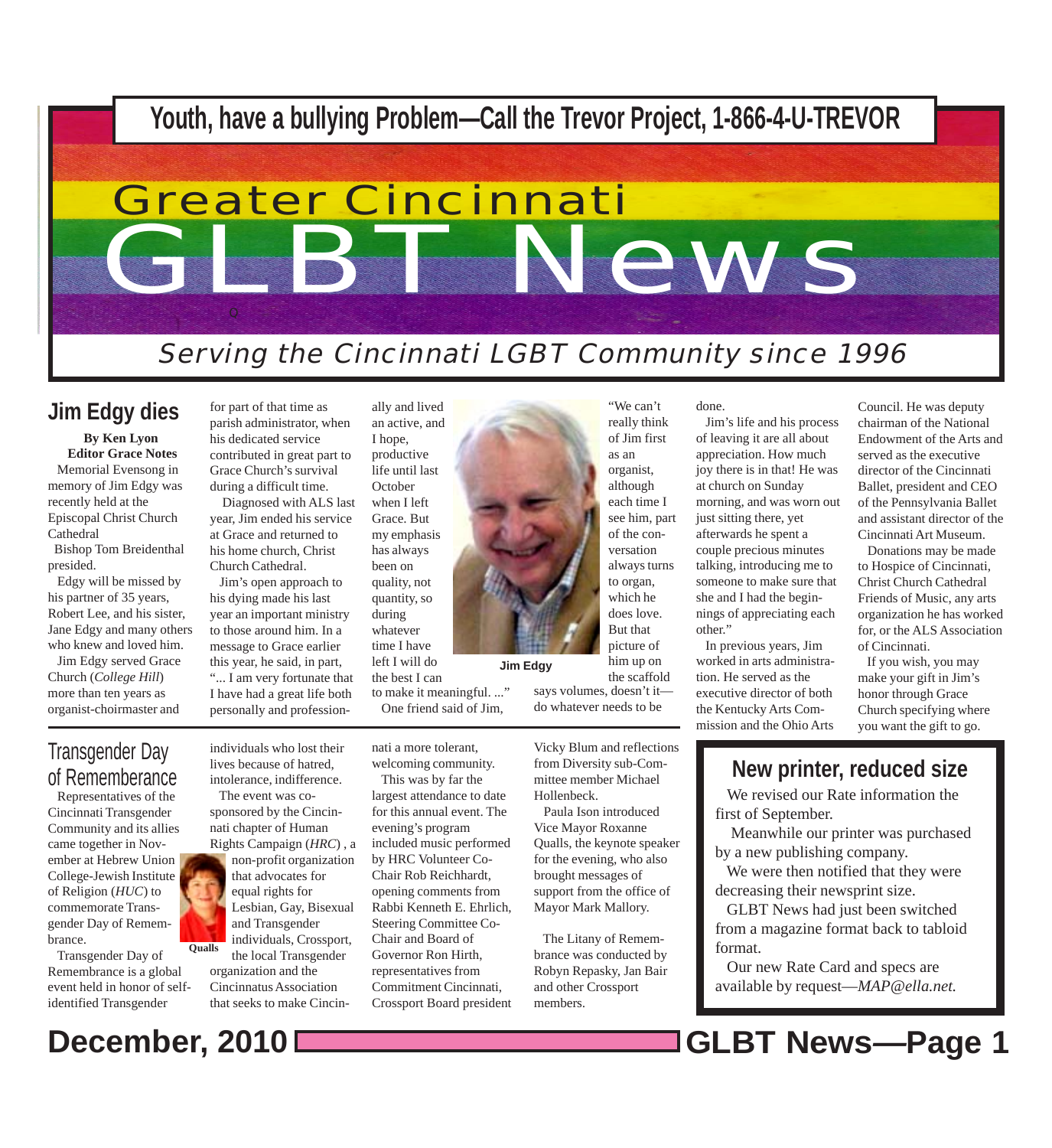**Youth, have a bullying Problem—Call the Trevor Project, 1-866-4-U-TREVOR**

# Greater Cincinnati GLBT News

*Serving the Cincinnati LGBT Community since 1996*

## Jim Edgy dies

**By Ken Lyon**
**Editor Grace Notes**

Memorial Evensong in memory of Jim Edgy was recently held at the Episcopal Christ Church Cathedral

Bishop Tom Breidenthal presided.

Edgy will be missed by his partner of 35 years, Robert Lee, and his sister, Jane Edgy and many others who knew and loved him.

Jim Edgy served Grace Church (*College Hill*) more than ten years as organist-choirmaster and for part of that time as parish administrator, when his dedicated service contributed in great part to Grace Church's survival during a difficult time.

Diagnosed with ALS last year, Jim ended his service at Grace and returned to his home church, Christ Church Cathedral.

Jim's open approach to his dying made his last year an important ministry to those around him. In a message to Grace earlier this year, he said, in part, "... I am very fortunate that I have had a great life both personally and professionally and lived an active, and I hope, productive life until last October when I left Grace. But my emphasis has always been on quality, not quantity, so during whatever time I have left I will do the best I can to make it meaningful. ..."

One friend said of Jim, "We can't really think of Jim first as an organist, although each time I see him, part of the conversation always turns to organ, which he does love. But that picture of him up on the scaffold says volumes, doesn't it—do whatever needs to be done.

Jim Edgy

Jim's life and his process of leaving it are all about appreciation. How much joy there is in that! He was at church on Sunday morning, and was worn out just sitting there, yet afterwards he spent a couple precious minutes talking, introducing me to someone to make sure that she and I had the beginnings of appreciating each other."

In previous years, Jim worked in arts administration. He served as the executive director of both the Kentucky Arts Commission and the Ohio Arts Council. He was deputy chairman of the National Endowment of the Arts and served as the executive director of the Cincinnati Ballet, president and CEO of the Pennsylvania Ballet and assistant director of the Cincinnati Art Museum.

Donations may be made to Hospice of Cincinnati, Christ Church Cathedral Friends of Music, any arts organization he has worked for, or the ALS Association of Cincinnati.

If you wish, you may make your gift in Jim's honor through Grace Church specifying where you want the gift to go.

## Transgender Day of Rememberance

Representatives of the Cincinnati Transgender Community and its allies came together in November at Hebrew Union College-Jewish Institute of Religion (*HUC*) to commemorate Transgender Day of Remembrance.

Transgender Day of Remembrance is a global event held in honor of self-identified Transgender individuals who lost their lives because of hatred, intolerance, indifference.

The event was co-sponsored by the Cincinnati chapter of Human Rights Campaign (*HRC*) , a non-profit organization that advocates for equal rights for Lesbian, Gay, Bisexual and Transgender individuals, Crossport, the local Transgender organization and the Cincinnatus Association that seeks to make Cincinnati a more tolerant, welcoming community.

Qualls

This was by far the largest attendance to date for this annual event. The evening's program included music performed by HRC Volunteer Co-Chair Rob Reichhardt, opening comments from Rabbi Kenneth E. Ehrlich, Steering Committee Co-Chair and Board of Governor Ron Hirth, representatives from Commitment Cincinnati, Crossport Board president Vicky Blum and reflections from Diversity sub-Committee member Michael Hollenbeck.

Paula Ison introduced Vice Mayor Roxanne Qualls, the keynote speaker for the evening, who also brought messages of support from the office of Mayor Mark Mallory.

The Litany of Remembrance was conducted by Robyn Repasky, Jan Bair and other Crossport members.

## New printer, reduced size

We revised our Rate information the first of September.

Meanwhile our printer was purchased by a new publishing company.

We were then notified that they were decreasing their newsprint size.

GLBT News had just been switched from a magazine format back to tabloid format.

Our new Rate Card and specs are available by request—*MAP@ella.net.*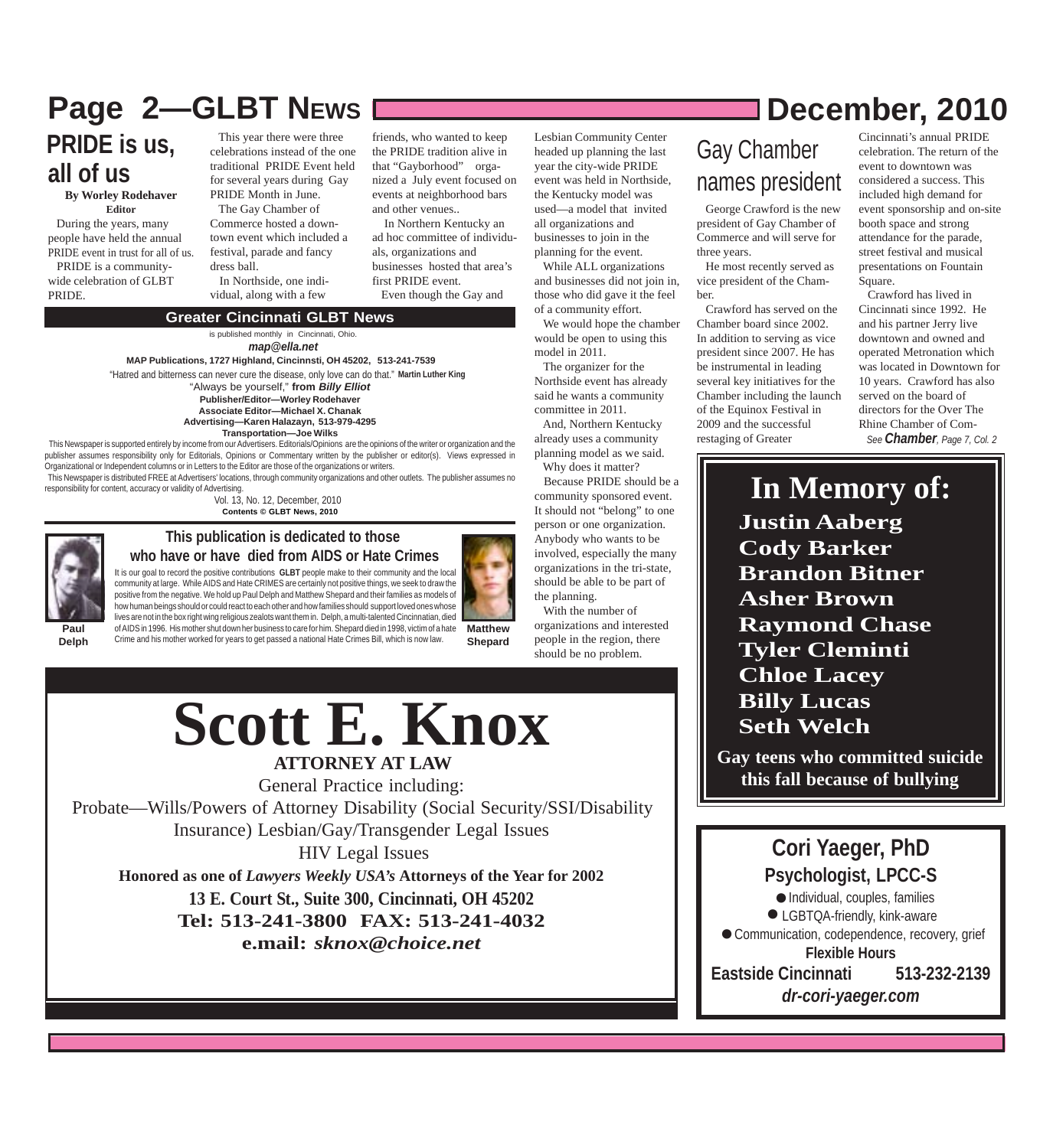# PRIDE is us, all of us

**By Worley Rodehaver**
**Editor**

During the years, many people have held the annual PRIDE event in trust for all of us.

PRIDE is a community-wide celebration of GLBT PRIDE.

This year there were three celebrations instead of the one traditional PRIDE Event held for several years during Gay PRIDE Month in June.

The Gay Chamber of Commerce hosted a downtown event which included a festival, parade and fancy dress ball.

In Northside, one individual, along with a few friends, who wanted to keep the PRIDE tradition alive in that "Gayborhood" organized a July event focused on events at neighborhood bars and other venues..

In Northern Kentucky an ad hoc committee of individuals, organizations and businesses hosted that area's first PRIDE event.

Even though the Gay and Lesbian Community Center headed up planning the last year the city-wide PRIDE event was held in Northside, the Kentucky model was used—a model that invited all organizations and businesses to join in the planning for the event.

While ALL organizations and businesses did not join in, those who did gave it the feel of a community effort.

We would hope the chamber would be open to using this model in 2011.

The organizer for the Northside event has already said he wants a community committee in 2011.

And, Northern Kentucky already uses a community planning model as we said.

Why does it matter?

Because PRIDE should be a community sponsored event. It should not "belong" to one person or one organization. Anybody who wants to be involved, especially the many organizations in the tri-state, should be able to be part of the planning.

With the number of organizations and interested people in the region, there should be no problem.

## Greater Cincinnati GLBT News

is published monthly in Cincinnati, Ohio.

***map@ella.net***

**MAP Publications, 1727 Highland, Cincinnsti, OH 45202, 513-241-7539**

"Hatred and bitterness can never cure the disease, only love can do that." **Martin Luther King**

"Always be yourself," **from *Billy Elliot***

**Publisher/Editor—Worley Rodehaver**
**Associate Editor—Michael X. Chanak**
**Advertising—Karen Halazayn, 513-979-4295**
**Transportation—Joe Wilks**

This Newspaper is supported entirely by income from our Advertisers. Editorials/Opinions are the opinions of the writer or organization and the publisher assumes responsibility only for Editorials, Opinions or Commentary written by the publisher or editor(s). Views expressed in Organizational or Independent columns or in Letters to the Editor are those of the organizations or writers.

This Newspaper is distributed FREE at Advertisers' locations, through community organizations and other outlets. The publisher assumes no responsibility for content, accuracy or validity of Advertising.

Vol. 13, No. 12, December, 2010
**Contents © GLBT News, 2010**

## This publication is dedicated to those who have or have died from AIDS or Hate Crimes

It is our goal to record the positive contributions **GLBT** people make to their community and the local community at large. While AIDS and Hate CRIMES are certainly not positive things, we seek to draw the positive from the negative. We hold up Paul Delph and Matthew Shepard and their families as models of how human beings should or could react to each other and how families should support loved ones whose lives are not in the box right wing religious zealots want them in. Delph, a multi-talented Cincinnatian, died of AIDS in 1996. His mother shut down her business to care for him. Shepard died in 1998, victim of a hate Crime and his mother worked for years to get passed a national Hate Crimes Bill, which is now law.

**Paul Delph**

**Matthew Shepard**

# Gay Chamber names president

George Crawford is the new president of Gay Chamber of Commerce and will serve for three years.

He most recently served as vice president of the Chamber.

Crawford has served on the Chamber board since 2002. In addition to serving as vice president since 2007. He has be instrumental in leading several key initiatives for the Chamber including the launch of the Equinox Festival in 2009 and the successful restaging of Greater Cincinnati's annual PRIDE celebration. The return of the event to downtown was considered a success. This included high demand for event sponsorship and on-site booth space and strong attendance for the parade, street festival and musical presentations on Fountain Square.

Crawford has lived in Cincinnati since 1992. He and his partner Jerry live downtown and owned and operated Metronation which was located in Downtown for 10 years. Crawford has also served on the board of directors for the Over The Rhine Chamber of Com-

*See **Chamber**, Page 7, Col. 2*

# In Memory of:

**Justin Aaberg**
**Cody Barker**
**Brandon Bitner**
**Asher Brown**
**Raymond Chase**
**Tyler Clementi**
**Chloe Lacey**
**Billy Lucas**
**Seth Welch**

**Gay teens who committed suicide this fall because of bullying**

# Scott E. Knox

**ATTORNEY AT LAW**

General Practice including:

Probate—Wills/Powers of Attorney Disability (Social Security/SSI/Disability Insurance) Lesbian/Gay/Transgender Legal Issues

HIV Legal Issues

**Honored as one of *Lawyers Weekly USA's* Attorneys of the Year for 2002**

**13 E. Court St., Suite 300, Cincinnati, OH 45202**

**Tel: 513-241-3800 FAX: 513-241-4032**

**e.mail: *sknox@choice.net***

## Cori Yaeger, PhD
### Psychologist, LPCC-S

- Individual, couples, families
- LGBTQA-friendly, kink-aware
- Communication, codependence, recovery, grief

**Flexible Hours**

**Eastside Cincinnati 513-232-2139**

***dr-cori-yaeger.com***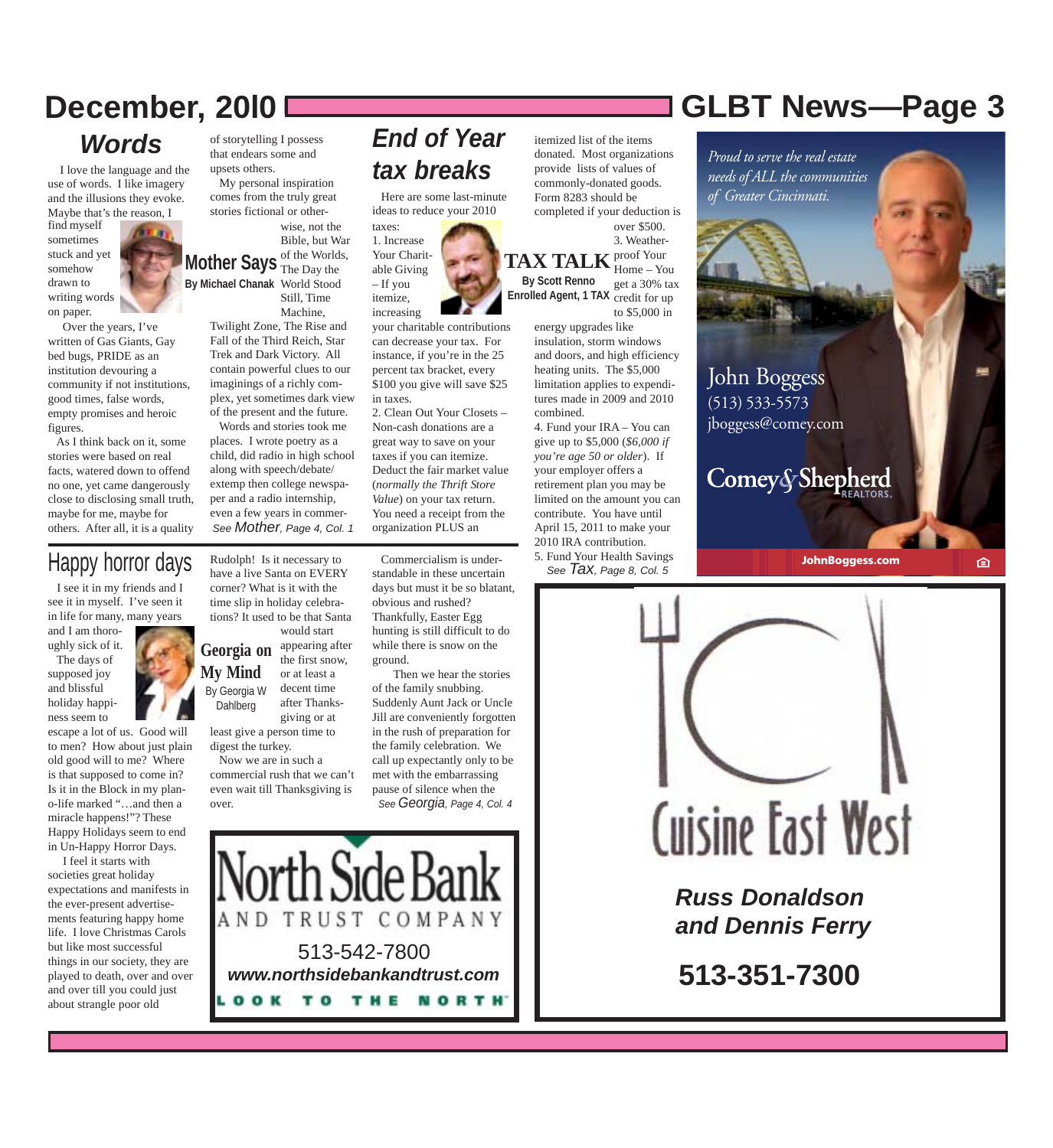## Words

### Mother Says

By Michael Chanak

I love the language and the use of words. I like imagery and the illusions they evoke. Maybe that's the reason, I find myself sometimes stuck and yet somehow drawn to writing words on paper.

Over the years, I've written of Gas Giants, Gay bed bugs, PRIDE as an institution devouring a community if not institutions, good times, false words, empty promises and heroic figures.

As I think back on it, some stories were based on real facts, watered down to offend no one, yet came dangerously close to disclosing small truth, maybe for me, maybe for others. After all, it is a quality of storytelling I possess that endears some and upsets others.

My personal inspiration comes from the truly great stories fictional or otherwise, not the Bible, but War of the Worlds, The Day the World Stood Still, Time Machine, Twilight Zone, The Rise and Fall of the Third Reich, Star Trek and Dark Victory. All contain powerful clues to our imaginings of a richly complex, yet sometimes dark view of the present and the future.

Words and stories took me places. I wrote poetry as a child, did radio in high school along with speech/debate/extemp then college newspaper and a radio internship, even a few years in commer-

*See Mother, Page 4, Col. 1*

## End of Year tax breaks

### TAX TALK

By Scott Renno
Enrolled Agent, 1 TAX

Here are some last-minute ideas to reduce your 2010 taxes:

1. Increase Your Charitable Giving – If you itemize, increasing your charitable contributions can decrease your tax. For instance, if you're in the 25 percent tax bracket, every $100 you give will save $25 in taxes.

2. Clean Out Your Closets – Non-cash donations are a great way to save on your taxes if you can itemize. Deduct the fair market value (*normally the Thrift Store Value*) on your tax return. You need a receipt from the organization PLUS an itemized list of the items donated. Most organizations provide lists of values of commonly-donated goods. Form 8283 should be completed if your deduction is over $500.

3. Weather-proof Your Home – You get a 30% tax credit for up to $5,000 in energy upgrades like insulation, storm windows and doors, and high efficiency heating units. The $5,000 limitation applies to expenditures made in 2009 and 2010 combined.

4. Fund your IRA – You can give up to $5,000 (*$6,000 if you're age 50 or older*). If your employer offers a retirement plan you may be limited on the amount you can contribute. You have until April 15, 2011 to make your 2010 IRA contribution.

5. Fund Your Health Savings

*See Tax, Page 8, Col. 5*

*Proud to serve the real estate needs of ALL the communities of Greater Cincinnati.*

John Boggess
(513) 533-5573
jboggess@comey.com

Comey & Shepherd REALTORS.

JohnBoggess.com

## Happy horror days

### Georgia on My Mind

By Georgia W Dahlberg

I see it in my friends and I see it in myself. I've seen it in life for many, many years and I am thoroughly sick of it.

The days of supposed joy and blissful holiday happiness seem to escape a lot of us. Good will to men? How about just plain old good will to me? Where is that supposed to come in? Is it in the Block in my plan-o-life marked "…and then a miracle happens!"? These Happy Holidays seem to end in Un-Happy Horror Days.

I feel it starts with societies great holiday expectations and manifests in the ever-present advertisements featuring happy home life. I love Christmas Carols but like most successful things in our society, they are played to death, over and over and over till you could just about strangle poor old Rudolph! Is it necessary to have a live Santa on EVERY corner? What is it with the time slip in holiday celebrations? It used to be that Santa would start appearing after the first snow, or at least a decent time after Thanksgiving or at least give a person time to digest the turkey.

Now we are in such a commercial rush that we can't even wait till Thanksgiving is over.

Commercialism is understandable in these uncertain days but must it be so blatant, obvious and rushed? Thankfully, Easter Egg hunting is still difficult to do while there is snow on the ground.

Then we hear the stories of the family snubbing. Suddenly Aunt Jack or Uncle Jill are conveniently forgotten in the rush of preparation for the family celebration. We call up expectantly only to be met with the embarrassing pause of silence when the

*See Georgia, Page 4, Col. 4*

North Side Bank
AND TRUST COMPANY
513-542-7800
***www.northsidebankandtrust.com***
LOOK TO THE NORTH

Cuisine East West

***Russ Donaldson and Dennis Ferry***

**513-351-7300**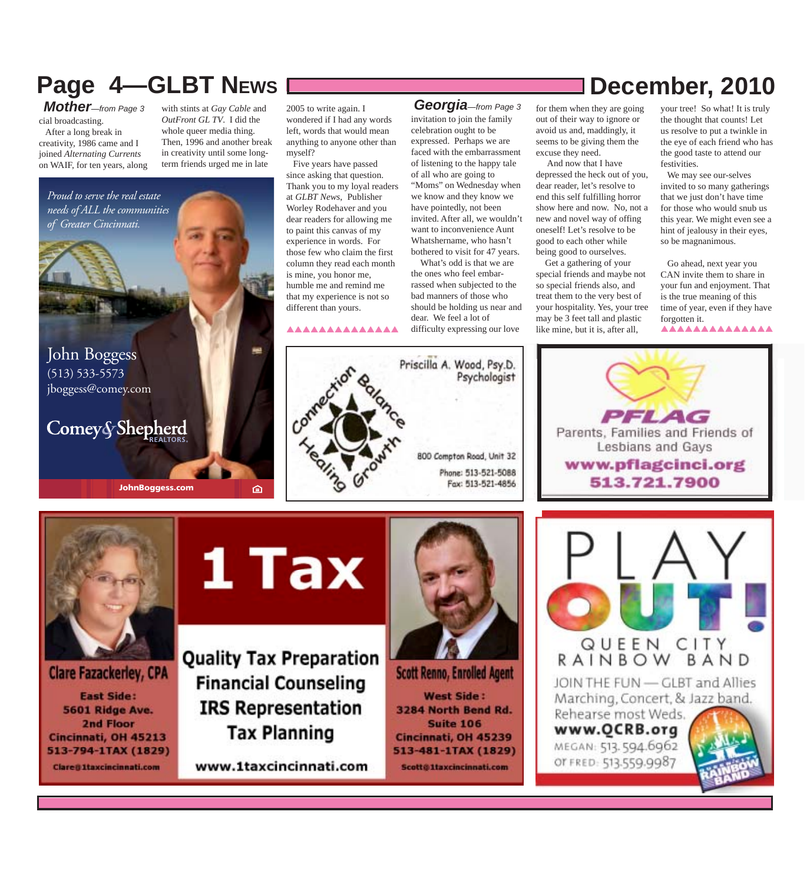## Mother—from Page 3

cial broadcasting.

After a long break in creativity, 1986 came and I joined *Alternating Currents* on WAIF, for ten years, along with stints at *Gay Cable* and *OutFront GL TV*. I did the whole queer media thing. Then, 1996 and another break in creativity until some long-term friends urged me in late 2005 to write again. I wondered if I had any words left, words that would mean anything to anyone other than myself?

Five years have passed since asking that question. Thank you to my loyal readers at *GLBT News*, Publisher Worley Rodehaver and you dear readers for allowing me to paint this canvas of my experience in words. For those few who claim the first column they read each month is mine, you honor me, humble me and remind me that my experience is not so different than yours.

▲▲▲▲▲▲▲▲▲▲▲▲▲▲

## Georgia—from Page 3

invitation to join the family celebration ought to be expressed. Perhaps we are faced with the embarrassment of listening to the happy tale of all who are going to "Moms" on Wednesday when we know and they know we have pointedly, not been invited. After all, we wouldn't want to inconvenience Aunt Whatshername, who hasn't bothered to visit for 47 years.

What's odd is that we are the ones who feel embarrassed when subjected to the bad manners of those who should be holding us near and dear. We feel a lot of difficulty expressing our love for them when they are going out of their way to ignore or avoid us and, maddingly, it seems to be giving them the excuse they need.

And now that I have depressed the heck out of you, dear reader, let's resolve to end this self fulfilling horror show here and now. No, not a new and novel way of offing oneself! Let's resolve to be good to each other while being good to ourselves.

Get a gathering of your special friends and maybe not so special friends also, and treat them to the very best of your hospitality. Yes, your tree may be 3 feet tall and plastic like mine, but it is, after all, your tree! So what! It is truly the thought that counts! Let us resolve to put a twinkle in the eye of each friend who has the good taste to attend our festivities.

We may see our-selves invited to so many gatherings that we just don't have time for those who would snub us this year. We might even see a hint of jealousy in their eyes, so be magnanimous.

Go ahead, next year you CAN invite them to share in your fun and enjoyment. That is the true meaning of this time of year, even if they have forgotten it.

▲▲▲▲▲▲▲▲▲▲▲▲▲▲

---

*Proud to serve the real estate needs of ALL the communities of Greater Cincinnati.*

John Boggess
(513) 533-5573
jboggess@comey.com

Comey & Shepherd REALTORS.

JohnBoggess.com

---

Connection Balance Healing Growth

Priscilla A. Wood, Psy.D.
Psychologist

800 Compton Road, Unit 32
Phone: 513-521-5088
Fax: 513-521-4856

---

PFLAG
Parents, Families and Friends of Lesbians and Gays
www.pflagcinci.org
513.721.7900

---

**1 Tax**

Clare Fazackerley, CPA
East Side:
5601 Ridge Ave.
2nd Floor
Cincinnati, OH 45213
513-794-1TAX (1829)
Clare@1taxcincinnati.com

Quality Tax Preparation
Financial Counseling
IRS Representation
Tax Planning

www.1taxcincinnati.com

Scott Renno, Enrolled Agent
West Side:
3284 North Bend Rd.
Suite 106
Cincinnati, OH 45239
513-481-1TAX (1829)
Scott@1taxcincinnati.com

---

PLAY OUT!
QUEEN CITY RAINBOW BAND

JOIN THE FUN — GLBT and Allies
Marching, Concert, & Jazz band.
Rehearse most Weds.
www.QCRB.org
MEGAN: 513.594.6962
or FRED: 513.559.9987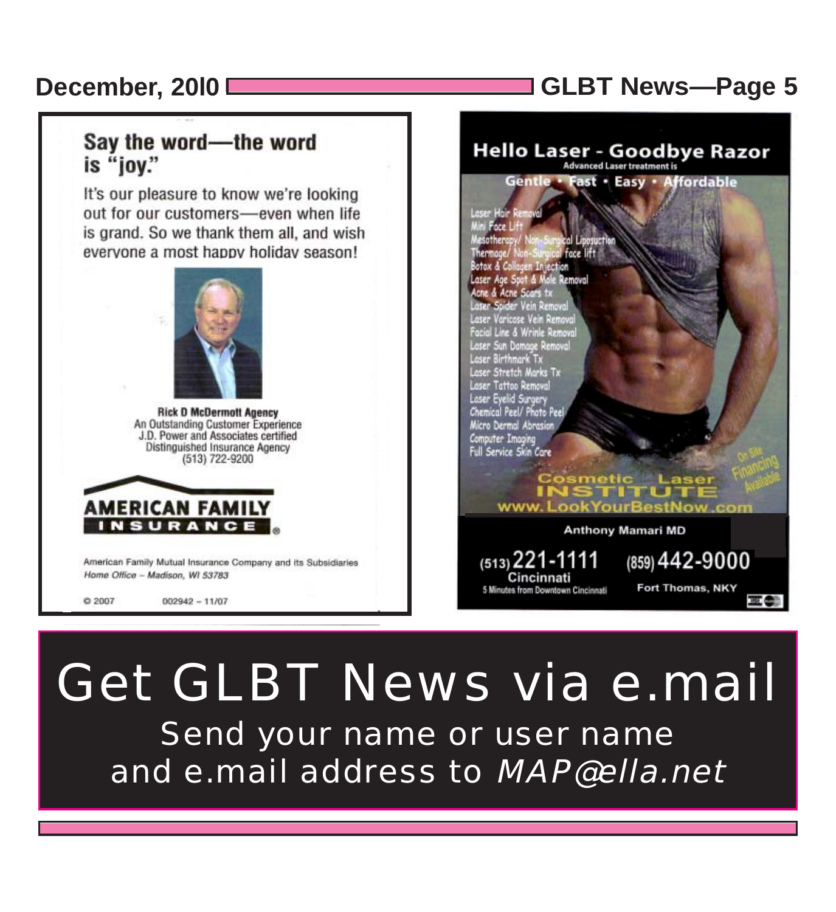## Say the word—the word is "joy."

It's our pleasure to know we're looking out for our customers—even when life is grand. So we thank them all, and wish everyone a most happy holiday season!

**Rick D McDermott Agency**
An Outstanding Customer Experience
J.D. Power and Associates certified
Distinguished Insurance Agency
(513) 722-9200

**AMERICAN FAMILY INSURANCE**

American Family Mutual Insurance Company and its Subsidiaries
*Home Office – Madison, WI 53783*

© 2007 002942 – 11/07

## Hello Laser - Goodbye Razor

Advanced Laser treatment is

**Gentle • Fast • Easy • Affordable**

- Laser Hair Removal
- Mini Face Lift
- Mesotherapy/ Non-Surgical Liposuction
- Thermage/ Non-Surgical face lift
- Botox & Collagen Injection
- Laser Age Spot & Mole Removal
- Acne & Acne Scars tx
- Laser Spider Vein Removal
- Laser Varicose Vein Removal
- Facial Line & Wrinle Removal
- Laser Sun Damage Removal
- Laser Birthmark Tx
- Laser Stretch Marks Tx
- Laser Tattoo Removal
- Laser Eyelid Surgery
- Chemical Peel/ Photo Peel
- Micro Dermal Abrasion
- Computer Imaging
- Full Service Skin Care

On Site Financing Available

**Cosmetic Laser INSTITUTE**
www.LookYourBestNow.com

**Anthony Mamari MD**

(513) 221-1111
Cincinnati
5 Minutes from Downtown Cincinnati

(859) 442-9000
Fort Thomas, NKY

# Get GLBT News via e.mail

Send your name or user name and e.mail address to *MAP@ella.net*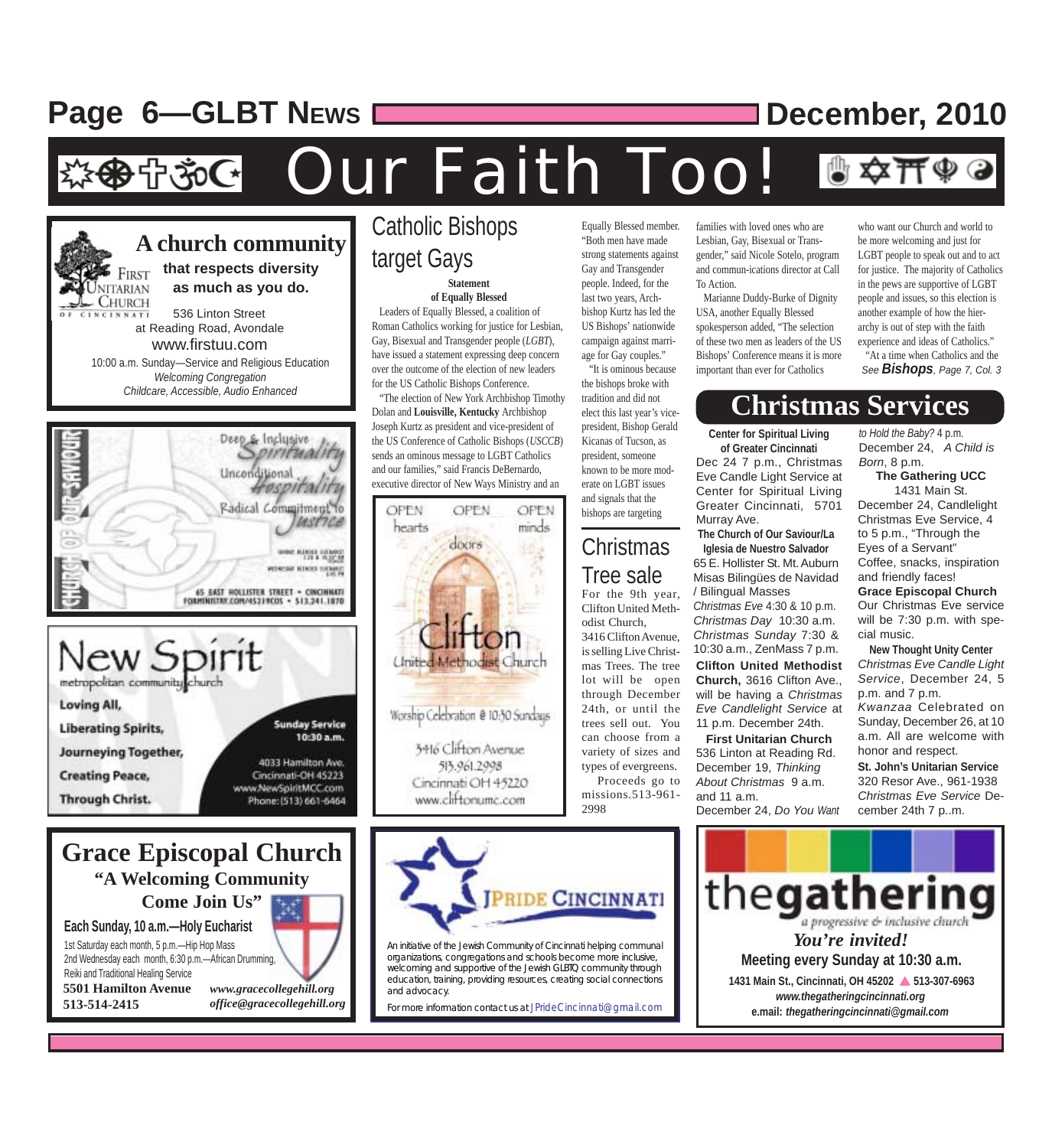# Our Faith Too!

## A church community that respects diversity as much as you do.

First Unitarian Church of Cincinnati

536 Linton Street
at Reading Road, Avondale
www.firstuu.com
10:00 a.m. Sunday—Service and Religious Education
*Welcoming Congregation*
*Childcare, Accessible, Audio Enhanced*

Church of Our Saviour

Deep & Inclusive *Spirituality*
Unconditional *Hospitality*
Radical Commitment to *Justice*

65 East Hollister Street • Cincinnati
forministry.com/45219COS • 513.241.1870

## New Spirit

metropolitan community church

Loving All,
Liberating Spirits,
Journeying Together,
Creating Peace,
Through Christ.

Sunday Service
10:30 a.m.

4033 Hamilton Ave.
Cincinnati-OH 45223
www.NewSpiritMCC.com
Phone: (513) 661-6464

## Grace Episcopal Church

**"A Welcoming Community Come Join Us"**

**Each Sunday, 10 a.m.—Holy Eucharist**

1st Saturday each month, 5 p.m.—Hip Hop Mass
2nd Wednesday each month, 6:30 p.m.—African Drumming, Reiki and Traditional Healing Service

**5501 Hamilton Avenue**
**513-514-2415**
***www.gracecollegehill.org***
***office@gracecollegehill.org***

## Catholic Bishops target Gays

**Statement of Equally Blessed**

Leaders of Equally Blessed, a coalition of Roman Catholics working for justice for Lesbian, Gay, Bisexual and Transgender people (*LGBT*), have issued a statement expressing deep concern over the outcome of the election of new leaders for the US Catholic Bishops Conference.

"The election of New York Archbishop Timothy Dolan and **Louisville, Kentucky** Archbishop Joseph Kurtz as president and vice-president of the US Conference of Catholic Bishops (*USCCB*) sends an ominous message to LGBT Catholics and our families," said Francis DeBernardo, executive director of New Ways Ministry and an Equally Blessed member. "Both men have made strong statements against Gay and Transgender people. Indeed, for the last two years, Archbishop Kurtz has led the US Bishops' nationwide campaign against marriage for Gay couples."

"It is ominous because the bishops broke with tradition and did not elect this last year's vice-president, Bishop Gerald Kicanas of Tucson, as president, someone known to be more moderate on LGBT issues and signals that the bishops are targeting families with loved ones who are Lesbian, Gay, Bisexual or Transgender," said Nicole Sotelo, program and commun-ications director at Call To Action.

Marianne Duddy-Burke of Dignity USA, another Equally Blessed spokesperson added, "The selection of these two men as leaders of the US Bishops' Conference means it is more important than ever for Catholics who want our Church and world to be more welcoming and just for LGBT people to speak out and to act for justice. The majority of Catholics in the pews are supportive of LGBT people and issues, so this election is another example of how the hierarchy is out of step with the faith experience and ideas of Catholics."

"At a time when Catholics and the

*See **Bishops**, Page 7, Col. 3*

OPEN hearts OPEN doors OPEN minds

Clifton United Methodist Church

Worship Celebration @ 10:30 Sundays

3416 Clifton Avenue
513.961.2998
Cincinnati OH 45220
www.cliftonumc.com

## Christmas Tree sale

For the 9th year, Clifton United Methodist Church, 3416 Clifton Avenue, is selling Live Christmas Trees. The tree lot will be open through December 24th, or until the trees sell out. You can choose from a variety of sizes and types of evergreens.

Proceeds go to missions.513-961-2998

## Christmas Services

**Center for Spiritual Living of Greater Cincinnati**
Dec 24 7 p.m., Christmas Eve Candle Light Service at Center for Spiritual Living Greater Cincinnati, 5701 Murray Ave.

**The Church of Our Saviour/La Iglesia de Nuestro Salvador**
65 E. Hollister St. Mt. Auburn
Misas Bilingües de Navidad / Bilingual Masses
*Christmas Eve* 4:30 & 10 p.m.
*Christmas Day* 10:30 a.m.
*Christmas Sunday* 7:30 & 10:30 a.m., ZenMass 7 p.m.

**Clifton United Methodist Church,** 3616 Clifton Ave., will be having a *Christmas Eve Candlelight Service* at 11 p.m. December 24th.

**First Unitarian Church**
536 Linton at Reading Rd.
December 19, *Thinking About Christmas* 9 a.m. and 11 a.m.
December 24, *Do You Want to Hold the Baby?* 4 p.m.
December 24, *A Child is Born*, 8 p.m.

**The Gathering UCC**
1431 Main St.
December 24, Candlelight Christmas Eve Service, 4 to 5 p.m., "Through the Eyes of a Servant" Coffee, snacks, inspiration and friendly faces!

**Grace Episcopal Church**
Our Christmas Eve service will be 7:30 p.m. with special music.

**New Thought Unity Center**
*Christmas Eve Candle Light Service*, December 24, 5 p.m. and 7 p.m.
*Kwanzaa* Celebrated on Sunday, December 26, at 10 a.m. All are welcome with honor and respect.

**St. John's Unitarian Service**
320 Resor Ave., 961-1938
*Christmas Eve Service* December 24th 7 p..m.

## JPride Cincinnati

An initiative of the Jewish Community of Cincinnati helping communal organizations, congregations and schools become more inclusive, welcoming and supportive of the Jewish GLBTQ community through education, training, providing resources, creating social connections and advocacy.

For more information contact us at JPrideCincinnati@gmail.com

## thegathering

a progressive & inclusive church

***You're invited!***

**Meeting every Sunday at 10:30 a.m.**

**1431 Main St., Cincinnati, OH 45202 ▲ 513-307-6963**
***www.thegatheringcincinnati.org***
**e.mail: *thegatheringcincinnati@gmail.com***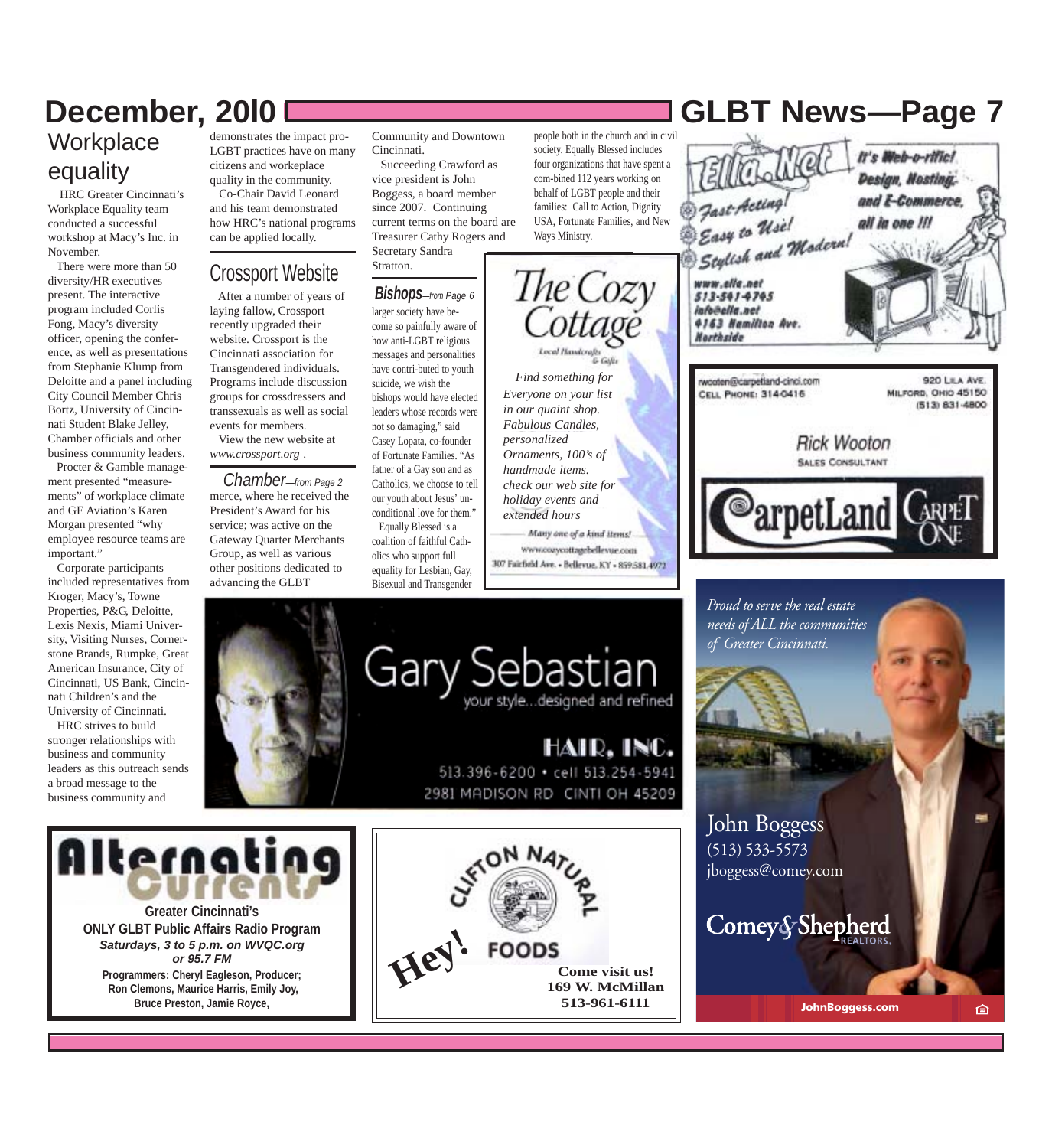## Workplace equality

HRC Greater Cincinnati's Workplace Equality team conducted a successful workshop at Macy's Inc. in November.

There were more than 50 diversity/HR executives present. The interactive program included Corlis Fong, Macy's diversity officer, opening the conference, as well as presentations from Stephanie Klump from Deloitte and a panel including City Council Member Chris Bortz, University of Cincinnati Student Blake Jelley, Chamber officials and other business community leaders.

Procter & Gamble management presented "measurements" of workplace climate and GE Aviation's Karen Morgan presented "why employee resource teams are important."

Corporate participants included representatives from Kroger, Macy's, Towne Properties, P&G, Deloitte, Lexis Nexis, Miami University, Visiting Nurses, Cornerstone Brands, Rumpke, Great American Insurance, City of Cincinnati, US Bank, Cincinnati Children's and the University of Cincinnati.

HRC strives to build stronger relationships with business and community leaders as this outreach sends a broad message to the business community and demonstrates the impact pro-LGBT practices have on many citizens and workeplace quality in the community.

Co-Chair David Leonard and his team demonstrated how HRC's national programs can be applied locally.

## Crossport Website

After a number of years of laying fallow, Crossport recently upgraded their website. Crossport is the Cincinnati association for Transgendered individuals. Programs include discussion groups for crossdressers and transsexuals as well as social events for members.

View the new website at *www.crossport.org* .

### Chamber—*from Page 2*

merce, where he received the President's Award for his service; was active on the Gateway Quarter Merchants Group, as well as various other positions dedicated to advancing the GLBT Community and Downtown Cincinnati.

Succeeding Crawford as vice president is John Boggess, a board member since 2007. Continuing current terms on the board are Treasurer Cathy Rogers and Secretary Sandra Stratton.

### Bishops—*from Page 6*

larger society have become so painfully aware of how anti-LGBT religious messages and personalities have contri-buted to youth suicide, we wish the bishops would have elected leaders whose records were not so damaging," said Casey Lopata, co-founder of Fortunate Families. "As father of a Gay son and as Catholics, we choose to tell our youth about Jesus' unconditional love for them."

Equally Blessed is a coalition of faithful Catholics who support full equality for Lesbian, Gay, Bisexual and Transgender people both in the church and in civil society. Equally Blessed includes four organizations that have spent a com-bined 112 years working on behalf of LGBT people and their families: Call to Action, Dignity USA, Fortunate Families, and New Ways Ministry.

---

**The Cozy Cottage**
Local Handcrafts & Gifts

*Find something for Everyone on your list in our quaint shop. Fabulous Candles, personalized Ornaments, 100's of handmade items. check our web site for holiday events and extended hours*

*Many one of a kind items!*
www.cozycottagebellevue.com
307 Fairfield Ave. • Bellevue, KY • 859.581.4972

---

**Ella.Net**
It's Web-o-riffic! Design, Hosting, and E-Commerce, all in one !!!
Fast-Acting! Easy to Use! Stylish and Modern!
www.ella.net
513-541-4745
info@ella.net
4163 Hamilton Ave.
Northside

---

rwooten@carpetland-cinci.com
Cell Phone: 314-0416
920 Lila Ave.
Milford, Ohio 45150
(513) 831-4800

**Rick Wooton**
Sales Consultant

**CarpetLand** Carpet One

---

**Gary Sebastian**
your style...designed and refined
**HAIR, INC.**
513.396-6200 • cell 513.254-5941
2981 MADISON RD CINTI OH 45209

---

*Proud to serve the real estate needs of ALL the communities of Greater Cincinnati.*

John Boggess
(513) 533-5573
jboggess@comey.com

Comey & Shepherd REALTORS

JohnBoggess.com

---

**Alternating Currents**
**Greater Cincinnati's**
**ONLY GLBT Public Affairs Radio Program**
***Saturdays, 3 to 5 p.m. on WVQC.org or 95.7 FM***
**Programmers: Cheryl Eagleson, Producer; Ron Clemons, Maurice Harris, Emily Joy, Bruce Preston, Jamie Royce,**

---

**Clifton Natural Foods**
Hey!
**Come visit us!**
**169 W. McMillan**
**513-961-6111**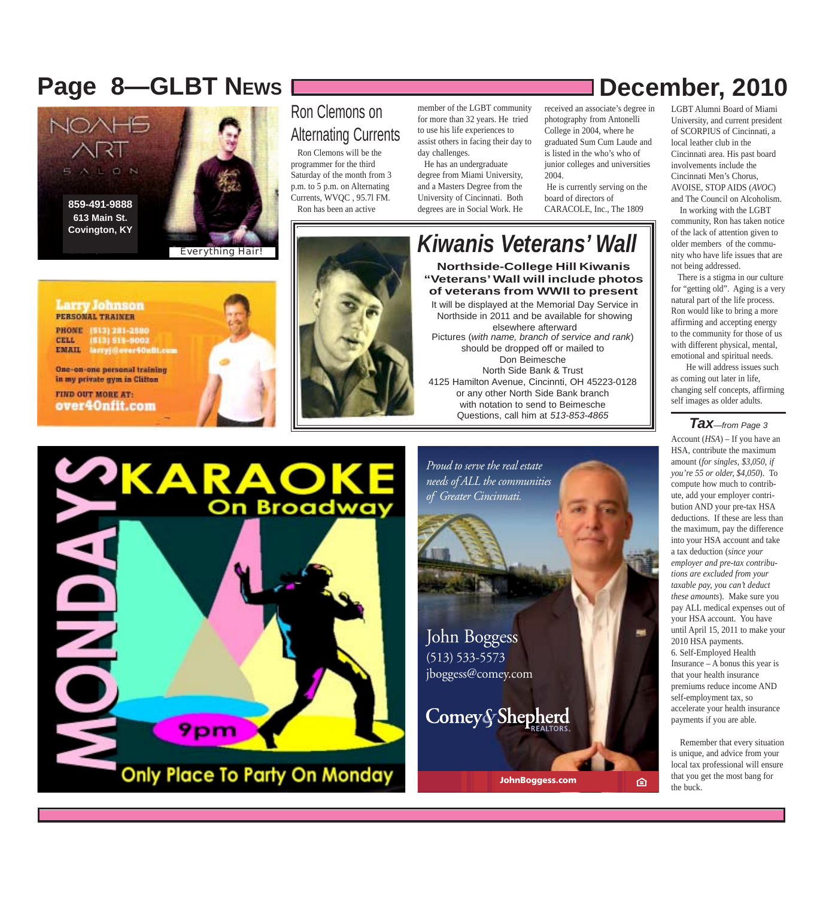Noah's Art Salon

859-491-9888
613 Main St.
Covington, KY

Everything Hair!

**Larry Johnson**
PERSONAL TRAINER

PHONE (513) 281-2500
CELL (513) 515-9002
EMAIL larryj@over40nfit.com

One-on-one personal training in my private gym in Clifton

FIND OUT MORE AT:
over40nfit.com

## Ron Clemons on Alternating Currents

Ron Clemons will be the programmer for the third Saturday of the month from 3 p.m. to 5 p.m. on Alternating Currents, WVQC , 95.7l FM.

Ron has been an active member of the LGBT community for more than 32 years. He tried to use his life experiences to assist others in facing their day to day challenges.

He has an undergraduate degree from Miami University, and a Masters Degree from the University of Cincinnati. Both degrees are in Social Work. He received an associate's degree in photography from Antonelli College in 2004, where he graduated Sum Cum Laude and is listed in the who's who of junior colleges and universities 2004.

He is currently serving on the board of directors of CARACOLE, Inc., The 1809 LGBT Alumni Board of Miami University, and current president of SCORPIUS of Cincinnati, a local leather club in the Cincinnati area. His past board involvements include the Cincinnati Men's Chorus, AVOISE, STOP AIDS (*AVOC*) and The Council on Alcoholism.

In working with the LGBT community, Ron has taken notice of the lack of attention given to older members of the community who have life issues that are not being addressed.

There is a stigma in our culture for "getting old". Aging is a very natural part of the life process. Ron would like to bring a more affirming and accepting energy to the community for those of us with different physical, mental, emotional and spiritual needs.

He will address issues such as coming out later in life, changing self concepts, affirming self images as older adults.

## Kiwanis Veterans' Wall

**Northside-College Hill Kiwanis "Veterans' Wall will include photos of veterans from WWII to present**

It will be displayed at the Memorial Day Service in Northside in 2011 and be available for showing elsewhere afterward

Pictures (*with name, branch of service and rank*) should be dropped off or mailed to
Don Beimesche
North Side Bank & Trust
4125 Hamilton Avenue, Cincinnti, OH 45223-0128
or any other North Side Bank branch
with notation to send to Beimesche
Questions, call him at *513-853-4865*

## Tax—*from Page 3*

Account (*HSA*) – If you have an HSA, contribute the maximum amount (*for singles, $3,050, if you're 55 or older, $4,050*). To compute how much to contribute, add your employer contribution AND your pre-tax HSA deductions. If these are less than the maximum, pay the difference into your HSA account and take a tax deduction (*since your employer and pre-tax contributions are excluded from your taxable pay, you can't deduct these amounts*). Make sure you pay ALL medical expenses out of your HSA account. You have until April 15, 2011 to make your 2010 HSA payments.

6. Self-Employed Health Insurance – A bonus this year is that your health insurance premiums reduce income AND self-employment tax, so accelerate your health insurance payments if you are able.

Remember that every situation is unique, and advice from your local tax professional will ensure that you get the most bang for the buck.

MONDAYS KARAOKE On Broadway

9pm

Only Place To Party On Monday

*Proud to serve the real estate needs of ALL the communities of Greater Cincinnati.*

John Boggess
(513) 533-5573
jboggess@comey.com

Comey & Shepherd REALTORS

JohnBoggess.com